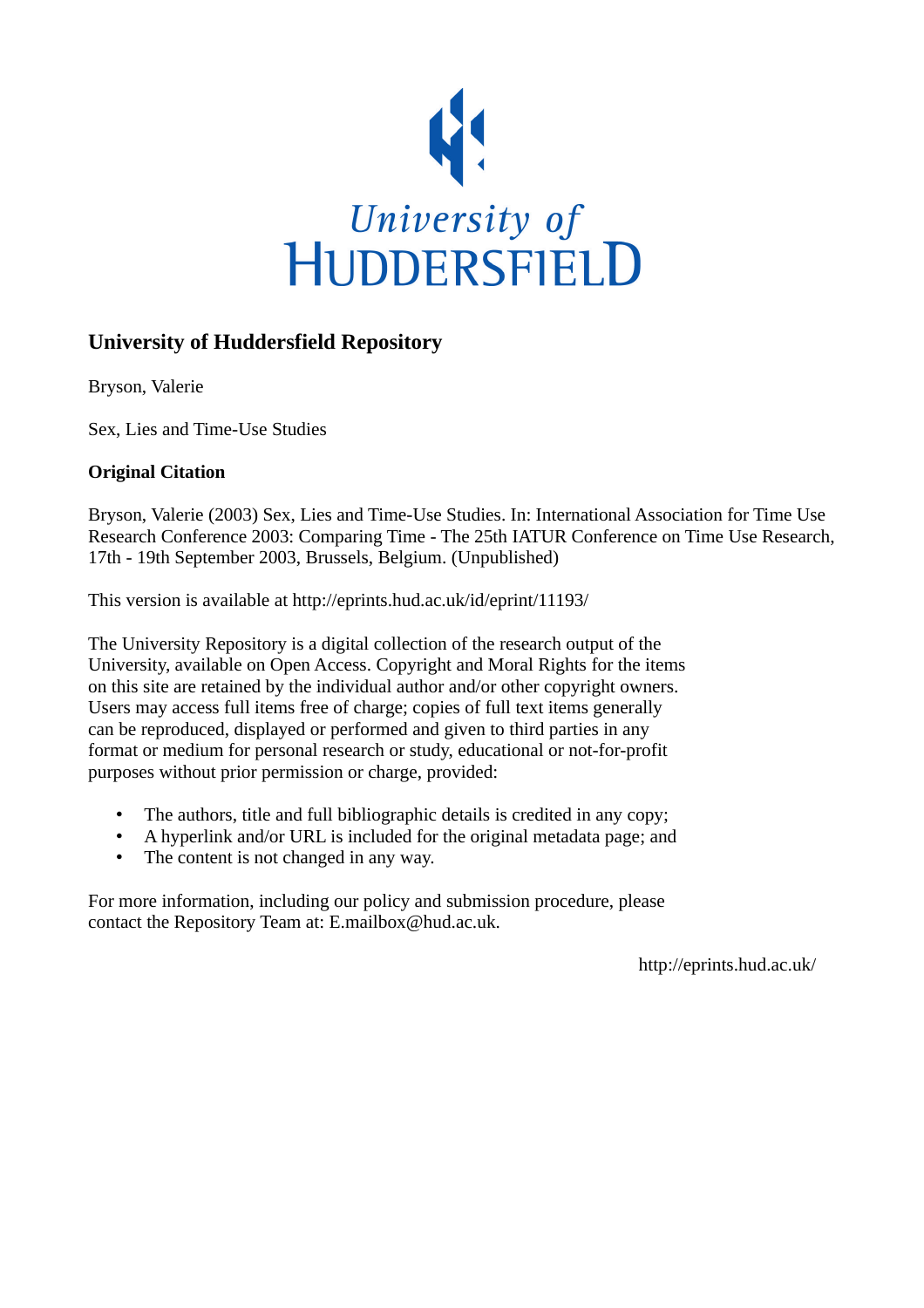University of
HUDDERSFIELD

# University of Huddersfield Repository

Bryson, Valerie

Sex, Lies and Time-Use Studies

**Original Citation**

Bryson, Valerie (2003) Sex, Lies and Time-Use Studies. In: International Association for Time Use Research Conference 2003: Comparing Time - The 25th IATUR Conference on Time Use Research, 17th - 19th September 2003, Brussels, Belgium. (Unpublished)

This version is available at http://eprints.hud.ac.uk/id/eprint/11193/

The University Repository is a digital collection of the research output of the University, available on Open Access. Copyright and Moral Rights for the items on this site are retained by the individual author and/or other copyright owners. Users may access full items free of charge; copies of full text items generally can be reproduced, displayed or performed and given to third parties in any format or medium for personal research or study, educational or not-for-profit purposes without prior permission or charge, provided:

- The authors, title and full bibliographic details is credited in any copy;
- A hyperlink and/or URL is included for the original metadata page; and
- The content is not changed in any way.

For more information, including our policy and submission procedure, please contact the Repository Team at: E.mailbox@hud.ac.uk.

http://eprints.hud.ac.uk/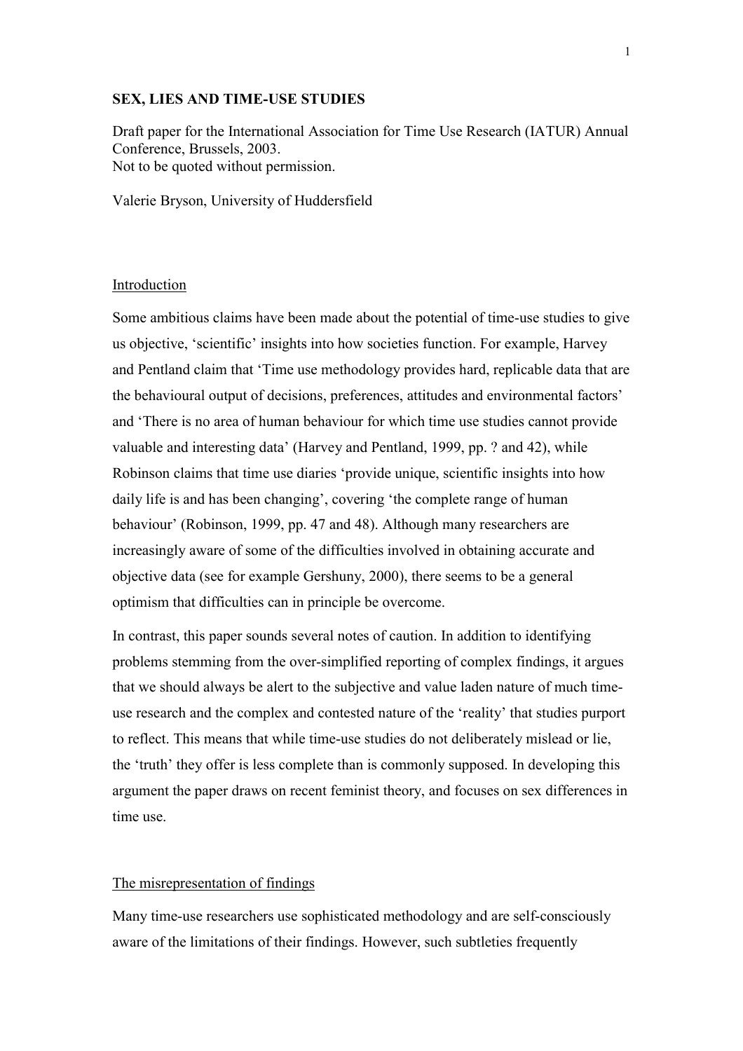**SEX, LIES AND TIME-USE STUDIES**

Draft paper for the International Association for Time Use Research (IATUR) Annual Conference, Brussels, 2003.
Not to be quoted without permission.

Valerie Bryson, University of Huddersfield

## Introduction

Some ambitious claims have been made about the potential of time-use studies to give us objective, 'scientific' insights into how societies function. For example, Harvey and Pentland claim that 'Time use methodology provides hard, replicable data that are the behavioural output of decisions, preferences, attitudes and environmental factors' and 'There is no area of human behaviour for which time use studies cannot provide valuable and interesting data' (Harvey and Pentland, 1999, pp. ? and 42), while Robinson claims that time use diaries 'provide unique, scientific insights into how daily life is and has been changing', covering 'the complete range of human behaviour' (Robinson, 1999, pp. 47 and 48). Although many researchers are increasingly aware of some of the difficulties involved in obtaining accurate and objective data (see for example Gershuny, 2000), there seems to be a general optimism that difficulties can in principle be overcome.

In contrast, this paper sounds several notes of caution. In addition to identifying problems stemming from the over-simplified reporting of complex findings, it argues that we should always be alert to the subjective and value laden nature of much time-use research and the complex and contested nature of the 'reality' that studies purport to reflect. This means that while time-use studies do not deliberately mislead or lie, the 'truth' they offer is less complete than is commonly supposed. In developing this argument the paper draws on recent feminist theory, and focuses on sex differences in time use.

## The misrepresentation of findings

Many time-use researchers use sophisticated methodology and are self-consciously aware of the limitations of their findings. However, such subtleties frequently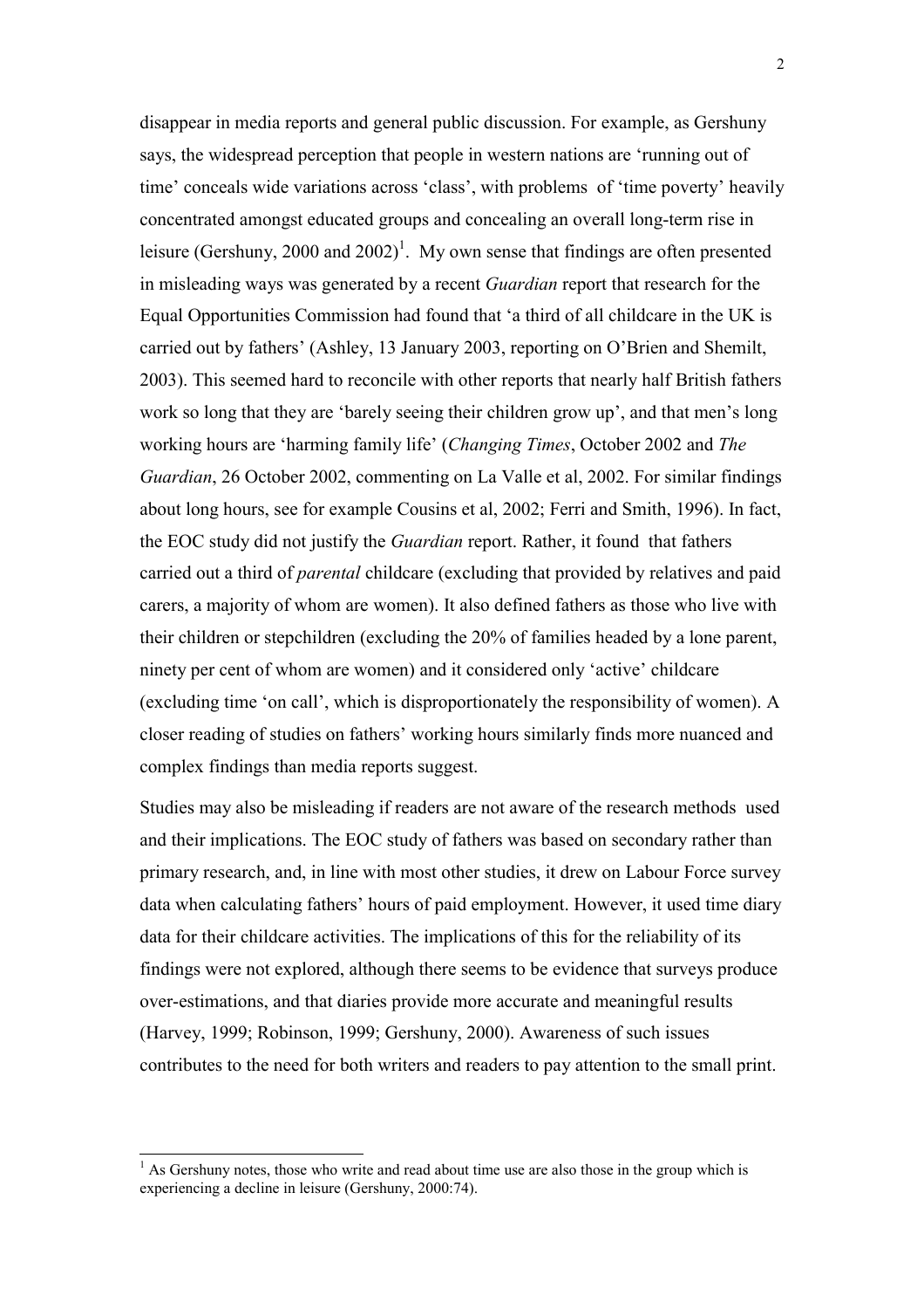disappear in media reports and general public discussion. For example, as Gershuny says, the widespread perception that people in western nations are 'running out of time' conceals wide variations across 'class', with problems of 'time poverty' heavily concentrated amongst educated groups and concealing an overall long-term rise in leisure (Gershuny, 2000 and 2002)[1]. My own sense that findings are often presented in misleading ways was generated by a recent *Guardian* report that research for the Equal Opportunities Commission had found that 'a third of all childcare in the UK is carried out by fathers' (Ashley, 13 January 2003, reporting on O'Brien and Shemilt, 2003). This seemed hard to reconcile with other reports that nearly half British fathers work so long that they are 'barely seeing their children grow up', and that men's long working hours are 'harming family life' (*Changing Times*, October 2002 and *The Guardian*, 26 October 2002, commenting on La Valle et al, 2002. For similar findings about long hours, see for example Cousins et al, 2002; Ferri and Smith, 1996). In fact, the EOC study did not justify the *Guardian* report. Rather, it found that fathers carried out a third of *parental* childcare (excluding that provided by relatives and paid carers, a majority of whom are women). It also defined fathers as those who live with their children or stepchildren (excluding the 20% of families headed by a lone parent, ninety per cent of whom are women) and it considered only 'active' childcare (excluding time 'on call', which is disproportionately the responsibility of women). A closer reading of studies on fathers' working hours similarly finds more nuanced and complex findings than media reports suggest.

Studies may also be misleading if readers are not aware of the research methods used and their implications. The EOC study of fathers was based on secondary rather than primary research, and, in line with most other studies, it drew on Labour Force survey data when calculating fathers' hours of paid employment. However, it used time diary data for their childcare activities. The implications of this for the reliability of its findings were not explored, although there seems to be evidence that surveys produce over-estimations, and that diaries provide more accurate and meaningful results (Harvey, 1999; Robinson, 1999; Gershuny, 2000). Awareness of such issues contributes to the need for both writers and readers to pay attention to the small print.

---

[1] As Gershuny notes, those who write and read about time use are also those in the group which is experiencing a decline in leisure (Gershuny, 2000:74).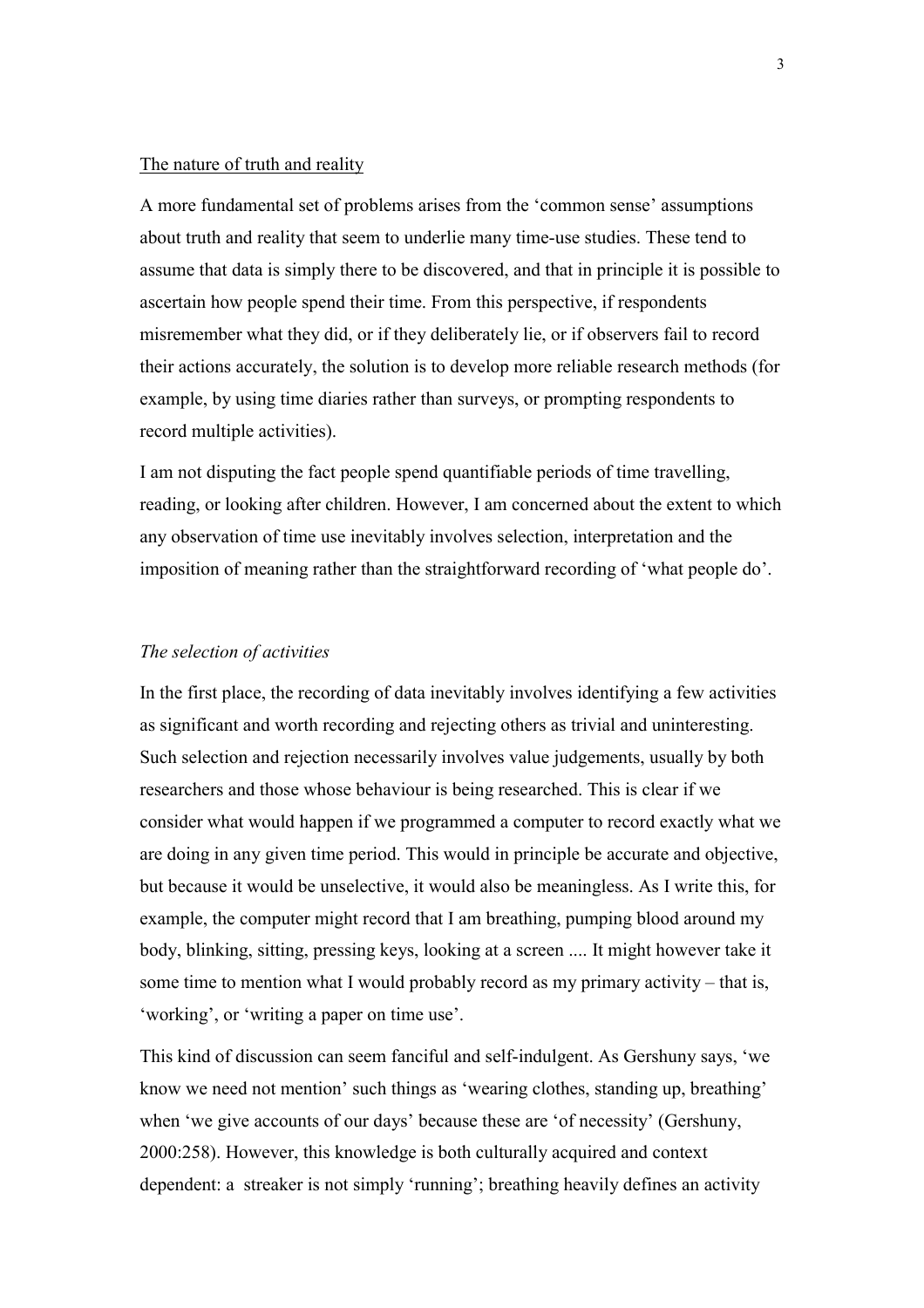The nature of truth and reality

A more fundamental set of problems arises from the 'common sense' assumptions about truth and reality that seem to underlie many time-use studies. These tend to assume that data is simply there to be discovered, and that in principle it is possible to ascertain how people spend their time. From this perspective, if respondents misremember what they did, or if they deliberately lie, or if observers fail to record their actions accurately, the solution is to develop more reliable research methods (for example, by using time diaries rather than surveys, or prompting respondents to record multiple activities).

I am not disputing the fact people spend quantifiable periods of time travelling, reading, or looking after children. However, I am concerned about the extent to which any observation of time use inevitably involves selection, interpretation and the imposition of meaning rather than the straightforward recording of 'what people do'.

*The selection of activities*

In the first place, the recording of data inevitably involves identifying a few activities as significant and worth recording and rejecting others as trivial and uninteresting. Such selection and rejection necessarily involves value judgements, usually by both researchers and those whose behaviour is being researched. This is clear if we consider what would happen if we programmed a computer to record exactly what we are doing in any given time period. This would in principle be accurate and objective, but because it would be unselective, it would also be meaningless. As I write this, for example, the computer might record that I am breathing, pumping blood around my body, blinking, sitting, pressing keys, looking at a screen .... It might however take it some time to mention what I would probably record as my primary activity – that is, 'working', or 'writing a paper on time use'.

This kind of discussion can seem fanciful and self-indulgent. As Gershuny says, 'we know we need not mention' such things as 'wearing clothes, standing up, breathing' when 'we give accounts of our days' because these are 'of necessity' (Gershuny, 2000:258). However, this knowledge is both culturally acquired and context dependent: a streaker is not simply 'running'; breathing heavily defines an activity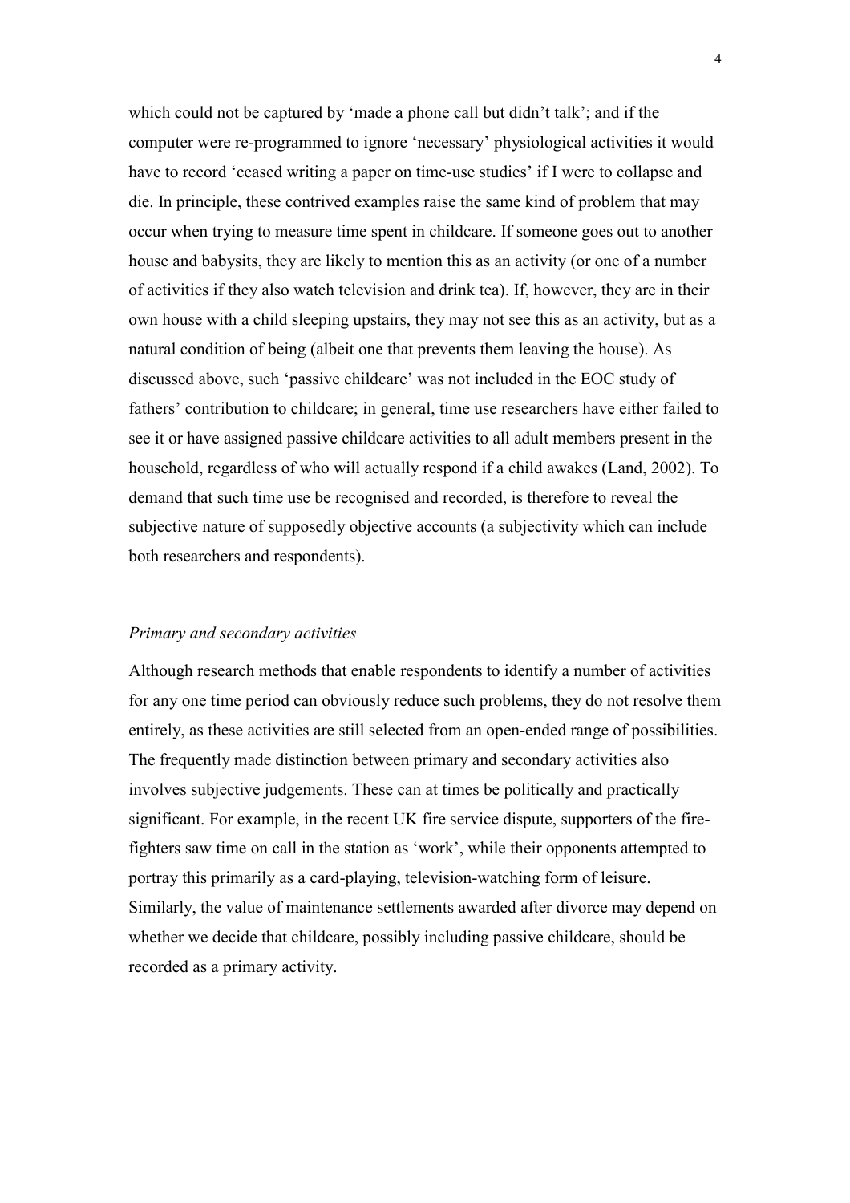which could not be captured by 'made a phone call but didn't talk'; and if the computer were re-programmed to ignore 'necessary' physiological activities it would have to record 'ceased writing a paper on time-use studies' if I were to collapse and die. In principle, these contrived examples raise the same kind of problem that may occur when trying to measure time spent in childcare. If someone goes out to another house and babysits, they are likely to mention this as an activity (or one of a number of activities if they also watch television and drink tea). If, however, they are in their own house with a child sleeping upstairs, they may not see this as an activity, but as a natural condition of being (albeit one that prevents them leaving the house). As discussed above, such 'passive childcare' was not included in the EOC study of fathers' contribution to childcare; in general, time use researchers have either failed to see it or have assigned passive childcare activities to all adult members present in the household, regardless of who will actually respond if a child awakes (Land, 2002). To demand that such time use be recognised and recorded, is therefore to reveal the subjective nature of supposedly objective accounts (a subjectivity which can include both researchers and respondents).

### *Primary and secondary activities*

Although research methods that enable respondents to identify a number of activities for any one time period can obviously reduce such problems, they do not resolve them entirely, as these activities are still selected from an open-ended range of possibilities. The frequently made distinction between primary and secondary activities also involves subjective judgements. These can at times be politically and practically significant. For example, in the recent UK fire service dispute, supporters of the fire-fighters saw time on call in the station as 'work', while their opponents attempted to portray this primarily as a card-playing, television-watching form of leisure. Similarly, the value of maintenance settlements awarded after divorce may depend on whether we decide that childcare, possibly including passive childcare, should be recorded as a primary activity.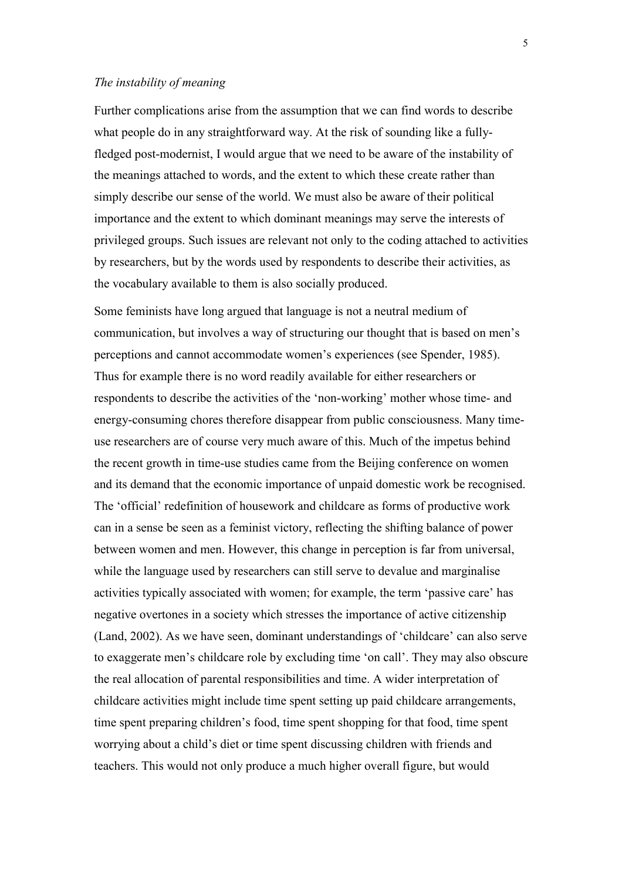*The instability of meaning*

Further complications arise from the assumption that we can find words to describe what people do in any straightforward way. At the risk of sounding like a fully-fledged post-modernist, I would argue that we need to be aware of the instability of the meanings attached to words, and the extent to which these create rather than simply describe our sense of the world. We must also be aware of their political importance and the extent to which dominant meanings may serve the interests of privileged groups. Such issues are relevant not only to the coding attached to activities by researchers, but by the words used by respondents to describe their activities, as the vocabulary available to them is also socially produced.

Some feminists have long argued that language is not a neutral medium of communication, but involves a way of structuring our thought that is based on men's perceptions and cannot accommodate women's experiences (see Spender, 1985). Thus for example there is no word readily available for either researchers or respondents to describe the activities of the 'non-working' mother whose time- and energy-consuming chores therefore disappear from public consciousness. Many time-use researchers are of course very much aware of this. Much of the impetus behind the recent growth in time-use studies came from the Beijing conference on women and its demand that the economic importance of unpaid domestic work be recognised. The 'official' redefinition of housework and childcare as forms of productive work can in a sense be seen as a feminist victory, reflecting the shifting balance of power between women and men. However, this change in perception is far from universal, while the language used by researchers can still serve to devalue and marginalise activities typically associated with women; for example, the term 'passive care' has negative overtones in a society which stresses the importance of active citizenship (Land, 2002). As we have seen, dominant understandings of 'childcare' can also serve to exaggerate men's childcare role by excluding time 'on call'. They may also obscure the real allocation of parental responsibilities and time. A wider interpretation of childcare activities might include time spent setting up paid childcare arrangements, time spent preparing children's food, time spent shopping for that food, time spent worrying about a child's diet or time spent discussing children with friends and teachers. This would not only produce a much higher overall figure, but would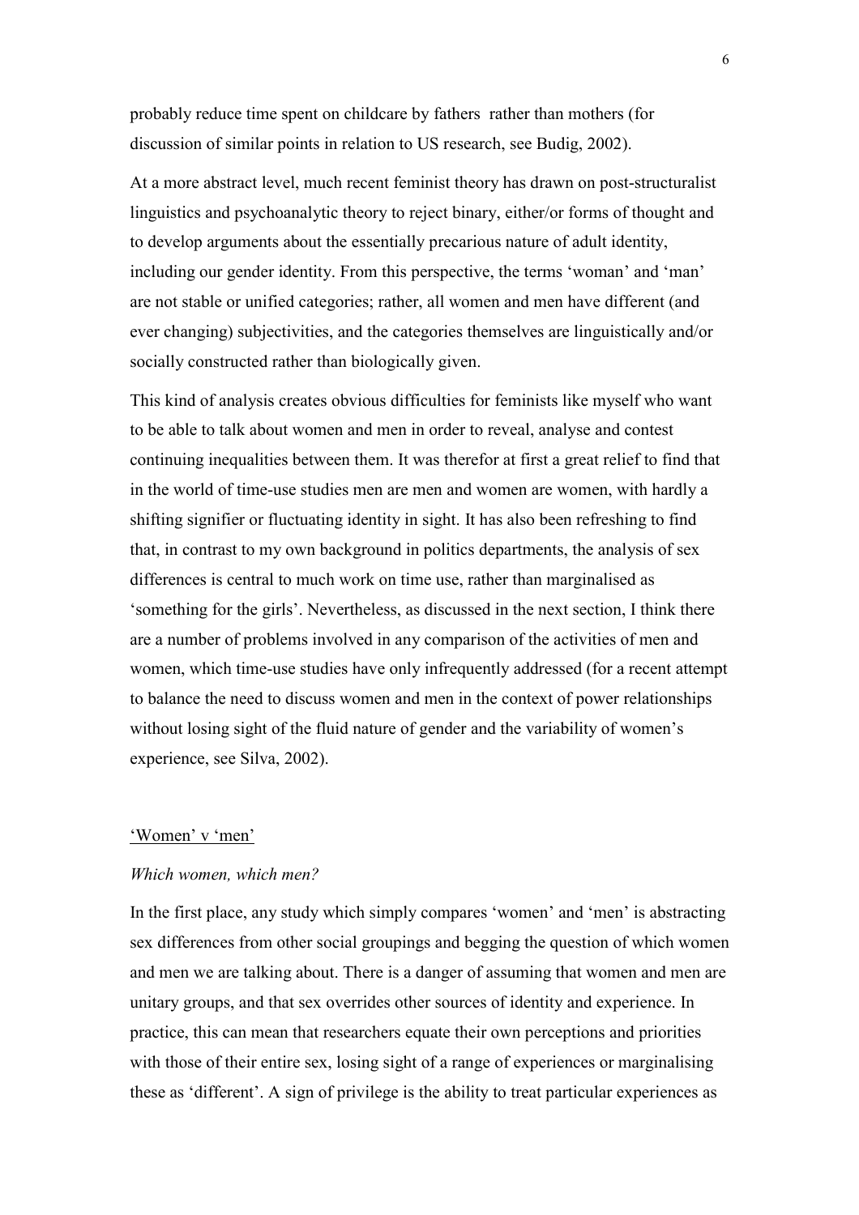probably reduce time spent on childcare by fathers rather than mothers (for discussion of similar points in relation to US research, see Budig, 2002).

At a more abstract level, much recent feminist theory has drawn on post-structuralist linguistics and psychoanalytic theory to reject binary, either/or forms of thought and to develop arguments about the essentially precarious nature of adult identity, including our gender identity. From this perspective, the terms 'woman' and 'man' are not stable or unified categories; rather, all women and men have different (and ever changing) subjectivities, and the categories themselves are linguistically and/or socially constructed rather than biologically given.

This kind of analysis creates obvious difficulties for feminists like myself who want to be able to talk about women and men in order to reveal, analyse and contest continuing inequalities between them. It was therefor at first a great relief to find that in the world of time-use studies men are men and women are women, with hardly a shifting signifier or fluctuating identity in sight. It has also been refreshing to find that, in contrast to my own background in politics departments, the analysis of sex differences is central to much work on time use, rather than marginalised as 'something for the girls'. Nevertheless, as discussed in the next section, I think there are a number of problems involved in any comparison of the activities of men and women, which time-use studies have only infrequently addressed (for a recent attempt to balance the need to discuss women and men in the context of power relationships without losing sight of the fluid nature of gender and the variability of women's experience, see Silva, 2002).

## 'Women' v 'men'

### *Which women, which men?*

In the first place, any study which simply compares 'women' and 'men' is abstracting sex differences from other social groupings and begging the question of which women and men we are talking about. There is a danger of assuming that women and men are unitary groups, and that sex overrides other sources of identity and experience. In practice, this can mean that researchers equate their own perceptions and priorities with those of their entire sex, losing sight of a range of experiences or marginalising these as 'different'. A sign of privilege is the ability to treat particular experiences as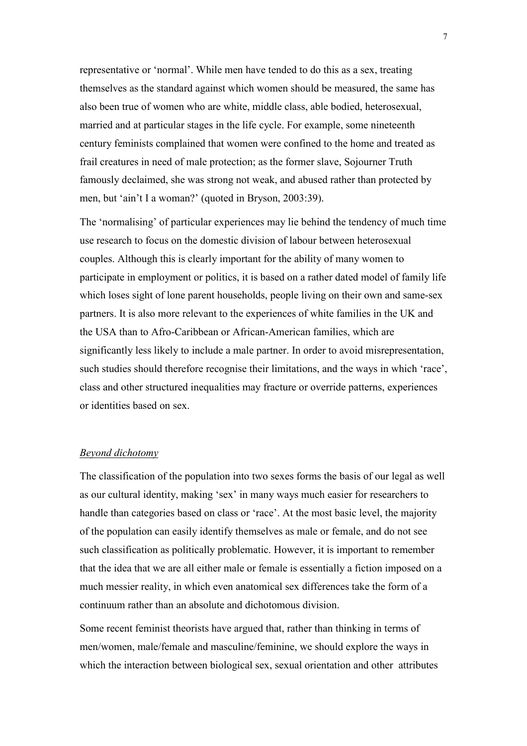representative or 'normal'. While men have tended to do this as a sex, treating themselves as the standard against which women should be measured, the same has also been true of women who are white, middle class, able bodied, heterosexual, married and at particular stages in the life cycle. For example, some nineteenth century feminists complained that women were confined to the home and treated as frail creatures in need of male protection; as the former slave, Sojourner Truth famously declaimed, she was strong not weak, and abused rather than protected by men, but 'ain't I a woman?' (quoted in Bryson, 2003:39).

The 'normalising' of particular experiences may lie behind the tendency of much time use research to focus on the domestic division of labour between heterosexual couples. Although this is clearly important for the ability of many women to participate in employment or politics, it is based on a rather dated model of family life which loses sight of lone parent households, people living on their own and same-sex partners. It is also more relevant to the experiences of white families in the UK and the USA than to Afro-Caribbean or African-American families, which are significantly less likely to include a male partner. In order to avoid misrepresentation, such studies should therefore recognise their limitations, and the ways in which 'race', class and other structured inequalities may fracture or override patterns, experiences or identities based on sex.

### *Beyond dichotomy*

The classification of the population into two sexes forms the basis of our legal as well as our cultural identity, making 'sex' in many ways much easier for researchers to handle than categories based on class or 'race'. At the most basic level, the majority of the population can easily identify themselves as male or female, and do not see such classification as politically problematic. However, it is important to remember that the idea that we are all either male or female is essentially a fiction imposed on a much messier reality, in which even anatomical sex differences take the form of a continuum rather than an absolute and dichotomous division.

Some recent feminist theorists have argued that, rather than thinking in terms of men/women, male/female and masculine/feminine, we should explore the ways in which the interaction between biological sex, sexual orientation and other attributes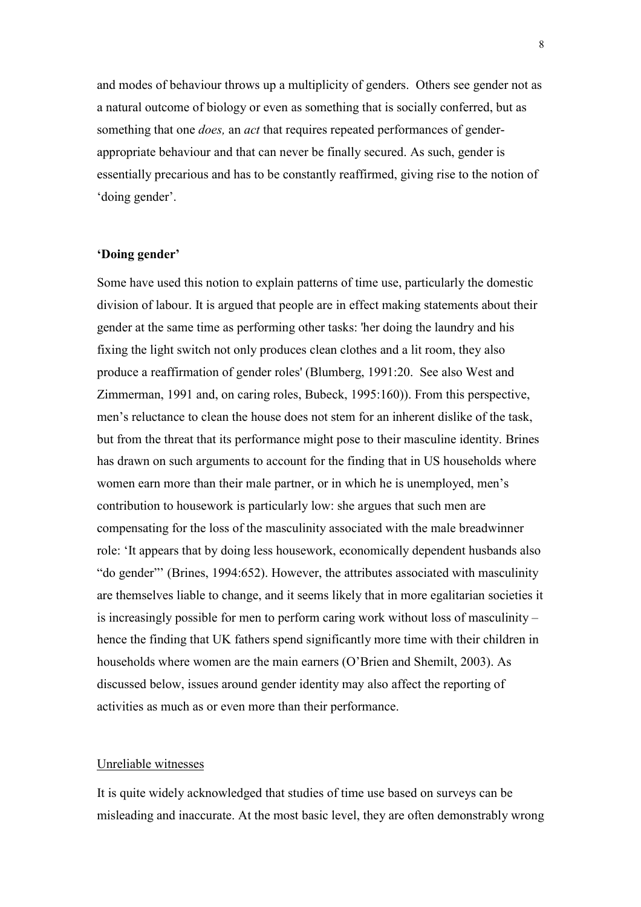and modes of behaviour throws up a multiplicity of genders. Others see gender not as a natural outcome of biology or even as something that is socially conferred, but as something that one *does,* an *act* that requires repeated performances of gender-appropriate behaviour and that can never be finally secured. As such, gender is essentially precarious and has to be constantly reaffirmed, giving rise to the notion of 'doing gender'.

### **'Doing gender'**

Some have used this notion to explain patterns of time use, particularly the domestic division of labour. It is argued that people are in effect making statements about their gender at the same time as performing other tasks: 'her doing the laundry and his fixing the light switch not only produces clean clothes and a lit room, they also produce a reaffirmation of gender roles' (Blumberg, 1991:20. See also West and Zimmerman, 1991 and, on caring roles, Bubeck, 1995:160)). From this perspective, men's reluctance to clean the house does not stem for an inherent dislike of the task, but from the threat that its performance might pose to their masculine identity. Brines has drawn on such arguments to account for the finding that in US households where women earn more than their male partner, or in which he is unemployed, men's contribution to housework is particularly low: she argues that such men are compensating for the loss of the masculinity associated with the male breadwinner role: 'It appears that by doing less housework, economically dependent husbands also "do gender"' (Brines, 1994:652). However, the attributes associated with masculinity are themselves liable to change, and it seems likely that in more egalitarian societies it is increasingly possible for men to perform caring work without loss of masculinity – hence the finding that UK fathers spend significantly more time with their children in households where women are the main earners (O'Brien and Shemilt, 2003). As discussed below, issues around gender identity may also affect the reporting of activities as much as or even more than their performance.

#### Unreliable witnesses

It is quite widely acknowledged that studies of time use based on surveys can be misleading and inaccurate. At the most basic level, they are often demonstrably wrong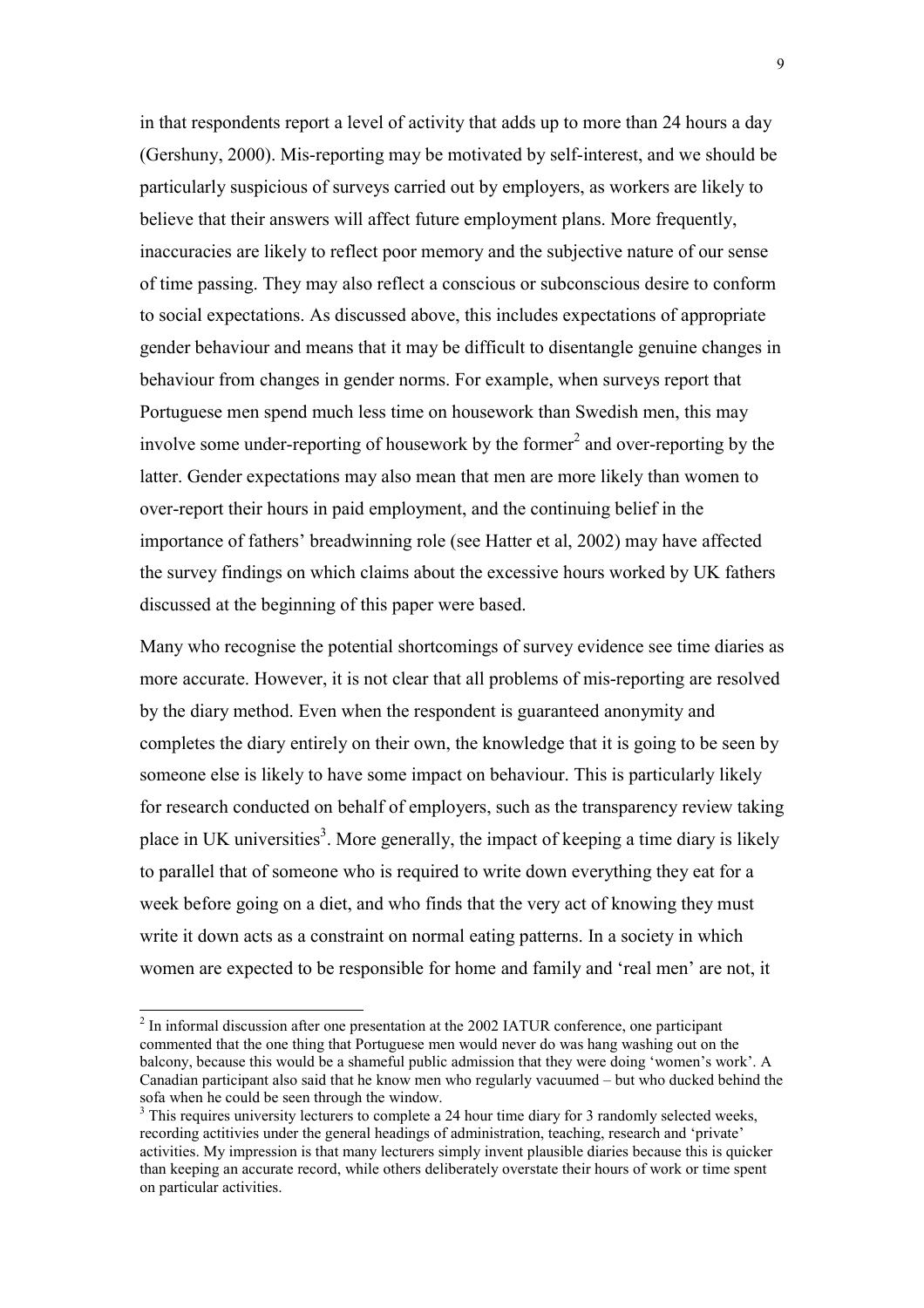in that respondents report a level of activity that adds up to more than 24 hours a day (Gershuny, 2000). Mis-reporting may be motivated by self-interest, and we should be particularly suspicious of surveys carried out by employers, as workers are likely to believe that their answers will affect future employment plans. More frequently, inaccuracies are likely to reflect poor memory and the subjective nature of our sense of time passing. They may also reflect a conscious or subconscious desire to conform to social expectations. As discussed above, this includes expectations of appropriate gender behaviour and means that it may be difficult to disentangle genuine changes in behaviour from changes in gender norms. For example, when surveys report that Portuguese men spend much less time on housework than Swedish men, this may involve some under-reporting of housework by the former[2] and over-reporting by the latter. Gender expectations may also mean that men are more likely than women to over-report their hours in paid employment, and the continuing belief in the importance of fathers' breadwinning role (see Hatter et al, 2002) may have affected the survey findings on which claims about the excessive hours worked by UK fathers discussed at the beginning of this paper were based.

Many who recognise the potential shortcomings of survey evidence see time diaries as more accurate. However, it is not clear that all problems of mis-reporting are resolved by the diary method. Even when the respondent is guaranteed anonymity and completes the diary entirely on their own, the knowledge that it is going to be seen by someone else is likely to have some impact on behaviour. This is particularly likely for research conducted on behalf of employers, such as the transparency review taking place in UK universities[3]. More generally, the impact of keeping a time diary is likely to parallel that of someone who is required to write down everything they eat for a week before going on a diet, and who finds that the very act of knowing they must write it down acts as a constraint on normal eating patterns. In a society in which women are expected to be responsible for home and family and 'real men' are not, it

[2] In informal discussion after one presentation at the 2002 IATUR conference, one participant commented that the one thing that Portuguese men would never do was hang washing out on the balcony, because this would be a shameful public admission that they were doing 'women's work'. A Canadian participant also said that he know men who regularly vacuumed – but who ducked behind the sofa when he could be seen through the window.

[3] This requires university lecturers to complete a 24 hour time diary for 3 randomly selected weeks, recording actitivies under the general headings of administration, teaching, research and 'private' activities. My impression is that many lecturers simply invent plausible diaries because this is quicker than keeping an accurate record, while others deliberately overstate their hours of work or time spent on particular activities.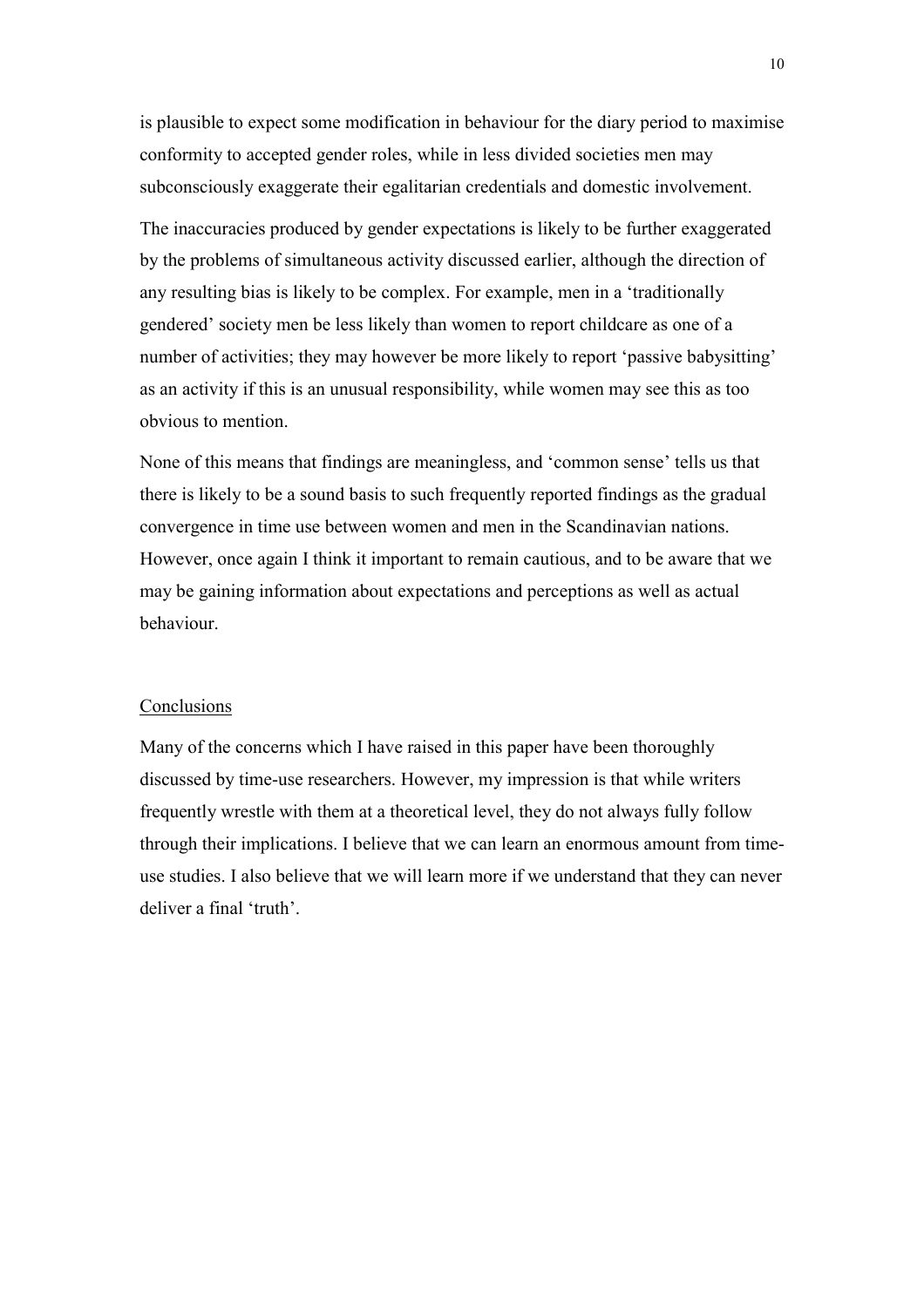is plausible to expect some modification in behaviour for the diary period to maximise conformity to accepted gender roles, while in less divided societies men may subconsciously exaggerate their egalitarian credentials and domestic involvement.

The inaccuracies produced by gender expectations is likely to be further exaggerated by the problems of simultaneous activity discussed earlier, although the direction of any resulting bias is likely to be complex. For example, men in a 'traditionally gendered' society men be less likely than women to report childcare as one of a number of activities; they may however be more likely to report 'passive babysitting' as an activity if this is an unusual responsibility, while women may see this as too obvious to mention.

None of this means that findings are meaningless, and 'common sense' tells us that there is likely to be a sound basis to such frequently reported findings as the gradual convergence in time use between women and men in the Scandinavian nations. However, once again I think it important to remain cautious, and to be aware that we may be gaining information about expectations and perceptions as well as actual behaviour.

## Conclusions

Many of the concerns which I have raised in this paper have been thoroughly discussed by time-use researchers. However, my impression is that while writers frequently wrestle with them at a theoretical level, they do not always fully follow through their implications. I believe that we can learn an enormous amount from time-use studies. I also believe that we will learn more if we understand that they can never deliver a final 'truth'.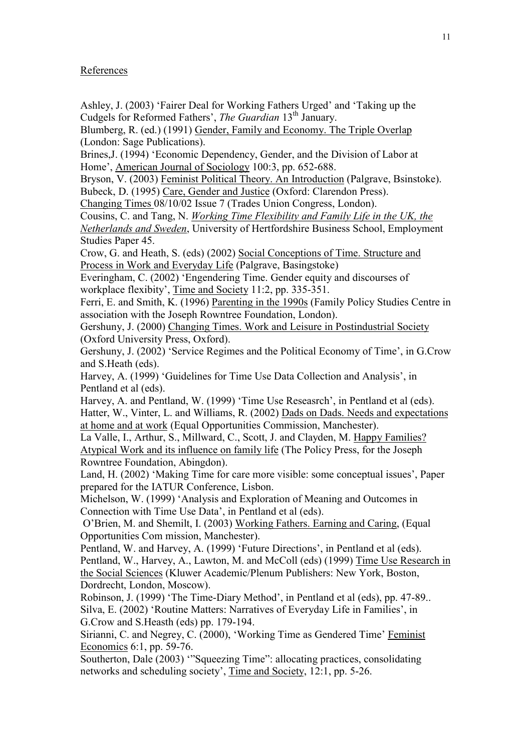## References

Ashley, J. (2003) 'Fairer Deal for Working Fathers Urged' and 'Taking up the Cudgels for Reformed Fathers', *The Guardian* 13th January.

Blumberg, R. (ed.) (1991) Gender, Family and Economy. The Triple Overlap (London: Sage Publications).

Brines,J. (1994) 'Economic Dependency, Gender, and the Division of Labor at Home', American Journal of Sociology 100:3, pp. 652-688.

Bryson, V. (2003) Feminist Political Theory. An Introduction (Palgrave, Bsinstoke).

Bubeck, D. (1995) Care, Gender and Justice (Oxford: Clarendon Press).

Changing Times 08/10/02 Issue 7 (Trades Union Congress, London).

Cousins, C. and Tang, N. *Working Time Flexibility and Family Life in the UK, the Netherlands and Sweden*, University of Hertfordshire Business School, Employment Studies Paper 45.

Crow, G. and Heath, S. (eds) (2002) Social Conceptions of Time. Structure and Process in Work and Everyday Life (Palgrave, Basingstoke)

Everingham, C. (2002) 'Engendering Time. Gender equity and discourses of workplace flexibity', Time and Society 11:2, pp. 335-351.

Ferri, E. and Smith, K. (1996) Parenting in the 1990s (Family Policy Studies Centre in association with the Joseph Rowntree Foundation, London).

Gershuny, J. (2000) Changing Times. Work and Leisure in Postindustrial Society (Oxford University Press, Oxford).

Gershuny, J. (2002) 'Service Regimes and the Political Economy of Time', in G.Crow and S.Heath (eds).

Harvey, A. (1999) 'Guidelines for Time Use Data Collection and Analysis', in Pentland et al (eds).

Harvey, A. and Pentland, W. (1999) 'Time Use Reseasrch', in Pentland et al (eds).

Hatter, W., Vinter, L. and Williams, R. (2002) Dads on Dads. Needs and expectations at home and at work (Equal Opportunities Commission, Manchester).

La Valle, I., Arthur, S., Millward, C., Scott, J. and Clayden, M. Happy Families? Atypical Work and its influence on family life (The Policy Press, for the Joseph Rowntree Foundation, Abingdon).

Land, H. (2002) 'Making Time for care more visible: some conceptual issues', Paper prepared for the IATUR Conference, Lisbon.

Michelson, W. (1999) 'Analysis and Exploration of Meaning and Outcomes in Connection with Time Use Data', in Pentland et al (eds).

O'Brien, M. and Shemilt, I. (2003) Working Fathers. Earning and Caring, (Equal Opportunities Com mission, Manchester).

Pentland, W. and Harvey, A. (1999) 'Future Directions', in Pentland et al (eds).

Pentland, W., Harvey, A., Lawton, M. and McColl (eds) (1999) Time Use Research in the Social Sciences (Kluwer Academic/Plenum Publishers: New York, Boston, Dordrecht, London, Moscow).

Robinson, J. (1999) 'The Time-Diary Method', in Pentland et al (eds), pp. 47-89..

Silva, E. (2002) 'Routine Matters: Narratives of Everyday Life in Families', in G.Crow and S.Heasth (eds) pp. 179-194.

Sirianni, C. and Negrey, C. (2000), 'Working Time as Gendered Time' Feminist Economics 6:1, pp. 59-76.

Southerton, Dale (2003) '"Squeezing Time": allocating practices, consolidating networks and scheduling society', Time and Society, 12:1, pp. 5-26.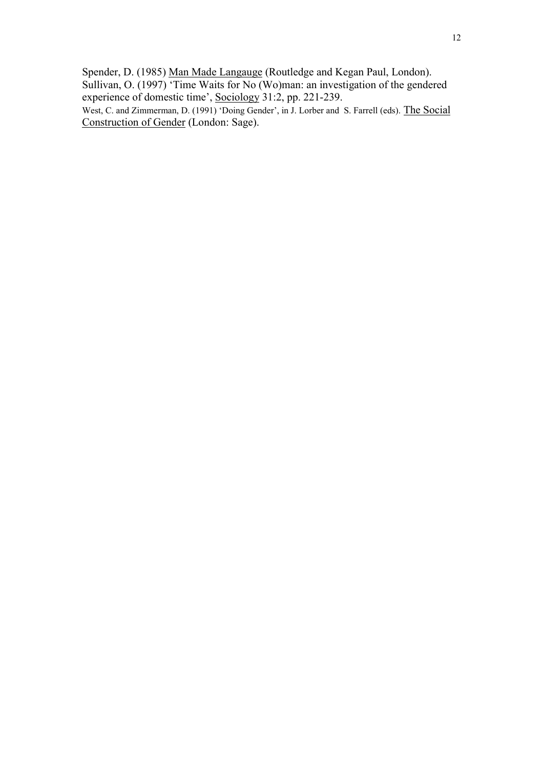Spender, D. (1985) Man Made Langauge (Routledge and Kegan Paul, London).
Sullivan, O. (1997) 'Time Waits for No (Wo)man: an investigation of the gendered experience of domestic time', Sociology 31:2, pp. 221-239.
West, C. and Zimmerman, D. (1991) 'Doing Gender', in J. Lorber and S. Farrell (eds). The Social Construction of Gender (London: Sage).